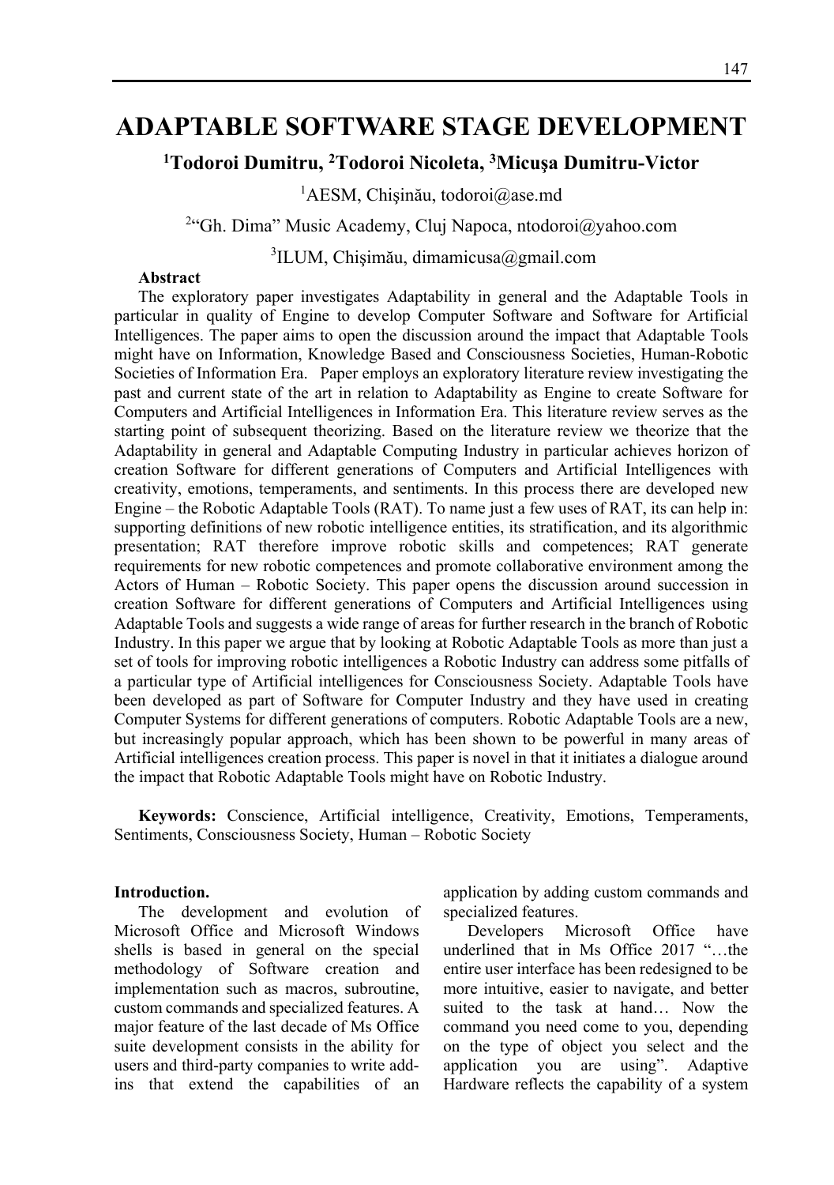# ADAPTABLE SOFTWARE STAGE DEVELOPMENT

**[1]Todoroi Dumitru, [2]Todoroi Nicoleta, [3]Micuşa Dumitru-Victor**

[1]AESM, Chişinău, todoroi@ase.md

[2]"Gh. Dima" Music Academy, Cluj Napoca, ntodoroi@yahoo.com

[3]ILUM, Chişimău, dimamicusa@gmail.com

**Abstract**

The exploratory paper investigates Adaptability in general and the Adaptable Tools in particular in quality of Engine to develop Computer Software and Software for Artificial Intelligences. The paper aims to open the discussion around the impact that Adaptable Tools might have on Information, Knowledge Based and Consciousness Societies, Human-Robotic Societies of Information Era. Paper employs an exploratory literature review investigating the past and current state of the art in relation to Adaptability as Engine to create Software for Computers and Artificial Intelligences in Information Era. This literature review serves as the starting point of subsequent theorizing. Based on the literature review we theorize that the Adaptability in general and Adaptable Computing Industry in particular achieves horizon of creation Software for different generations of Computers and Artificial Intelligences with creativity, emotions, temperaments, and sentiments. In this process there are developed new Engine – the Robotic Adaptable Tools (RAT). To name just a few uses of RAT, its can help in: supporting definitions of new robotic intelligence entities, its stratification, and its algorithmic presentation; RAT therefore improve robotic skills and competences; RAT generate requirements for new robotic competences and promote collaborative environment among the Actors of Human – Robotic Society. This paper opens the discussion around succession in creation Software for different generations of Computers and Artificial Intelligences using Adaptable Tools and suggests a wide range of areas for further research in the branch of Robotic Industry. In this paper we argue that by looking at Robotic Adaptable Tools as more than just a set of tools for improving robotic intelligences a Robotic Industry can address some pitfalls of a particular type of Artificial intelligences for Consciousness Society. Adaptable Tools have been developed as part of Software for Computer Industry and they have used in creating Computer Systems for different generations of computers. Robotic Adaptable Tools are a new, but increasingly popular approach, which has been shown to be powerful in many areas of Artificial intelligences creation process. This paper is novel in that it initiates a dialogue around the impact that Robotic Adaptable Tools might have on Robotic Industry.

**Keywords:** Conscience, Artificial intelligence, Creativity, Emotions, Temperaments, Sentiments, Consciousness Society, Human – Robotic Society

**Introduction.**

The development and evolution of Microsoft Office and Microsoft Windows shells is based in general on the special methodology of Software creation and implementation such as macros, subroutine, custom commands and specialized features. A major feature of the last decade of Ms Office suite development consists in the ability for users and third-party companies to write add-ins that extend the capabilities of an application by adding custom commands and specialized features.

Developers Microsoft Office have underlined that in Ms Office 2017 "…the entire user interface has been redesigned to be more intuitive, easier to navigate, and better suited to the task at hand… Now the command you need come to you, depending on the type of object you select and the application you are using". Adaptive Hardware reflects the capability of a system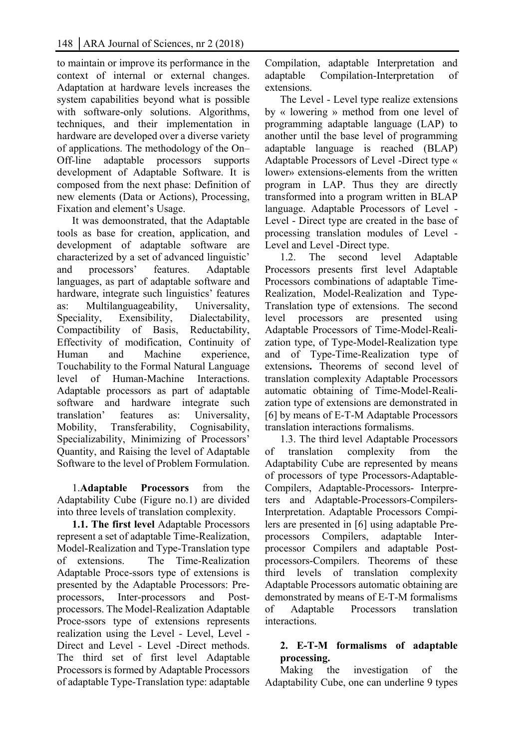to maintain or improve its performance in the context of internal or external changes. Adaptation at hardware levels increases the system capabilities beyond what is possible with software-only solutions. Algorithms, techniques, and their implementation in hardware are developed over a diverse variety of applications. The methodology of the On–Off-line adaptable processors supports development of Adaptable Software. It is composed from the next phase: Definition of new elements (Data or Actions), Processing, Fixation and element's Usage.

It was demoonstrated, that the Adaptable tools as base for creation, application, and development of adaptable software are characterized by a set of advanced linguistic' and processors' features. Adaptable languages, as part of adaptable software and hardware, integrate such linguistics' features as: Multilanguageability, Universality, Speciality, Exensibility, Dialectability, Compactibility of Basis, Reductability, Effectivity of modification, Continuity of Human and Machine experience, Touchability to the Formal Natural Language level of Human-Machine Interactions. Adaptable processors as part of adaptable software and hardware integrate such translation' features as: Universality, Mobility, Transferability, Cognisability, Specializability, Minimizing of Processors' Quantity, and Raising the level of Adaptable Software to the level of Problem Formulation.

1.**Adaptable Processors** from the Adaptability Cube (Figure no.1) are divided into three levels of translation complexity.

**1.1. The first level** Adaptable Processors represent a set of adaptable Time-Realization, Model-Realization and Type-Translation type of extensions. The Time-Realization Adaptable Proce-ssors type of extensions is presented by the Adaptable Processors: Pre-processors, Inter-processors and Post-processors. The Model-Realization Adaptable Proce-ssors type of extensions represents realization using the Level - Level, Level - Direct and Level - Level -Direct methods. The third set of first level Adaptable Processors is formed by Adaptable Processors of adaptable Type-Translation type: adaptable Compilation, adaptable Interpretation and adaptable Compilation-Interpretation of extensions.

The Level - Level type realize extensions by « lowering » method from one level of programming adaptable language (LAP) to another until the base level of programming adaptable language is reached (BLAP) Adaptable Processors of Level -Direct type « lower» extensions-elements from the written program in LAP. Thus they are directly transformed into a program written in BLAP language. Adaptable Processors of Level - Level - Direct type are created in the base of processing translation modules of Level - Level and Level -Direct type.

1.2. The second level Adaptable Processors presents first level Adaptable Processors combinations of adaptable Time-Realization, Model-Realization and Type-Translation type of extensions. The second level processors are presented using Adaptable Processors of Time-Model-Realization type, of Type-Model-Realization type and of Type-Time-Realization type of extensions**.** Theorems of second level of translation complexity Adaptable Processors automatic obtaining of Time-Model-Realization type of extensions are demonstrated in [6] by means of E-T-M Adaptable Processors translation interactions formalisms.

1.3. The third level Adaptable Processors of translation complexity from the Adaptability Cube are represented by means of processors of type Processors-Adaptable-Compilers, Adaptable-Processors- Interpreters and Adaptable-Processors-Compilers-Interpretation. Adaptable Processors Compilers are presented in [6] using adaptable Pre-processors Compilers, adaptable Inter-processor Compilers and adaptable Post-processors-Compilers. Theorems of these third levels of translation complexity Adaptable Processors automatic obtaining are demonstrated by means of E-T-M formalisms of Adaptable Processors translation interactions.

## 2. E-T-M formalisms of adaptable processing.

Making the investigation of the Adaptability Cube, one can underline 9 types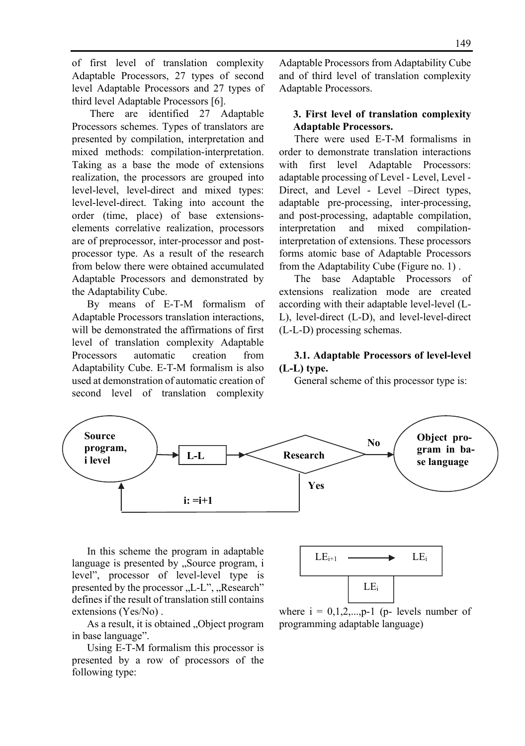of first level of translation complexity Adaptable Processors, 27 types of second level Adaptable Processors and 27 types of third level Adaptable Processors [6].

There are identified 27 Adaptable Processors schemes. Types of translators are presented by compilation, interpretation and mixed methods: compilation-interpretation. Taking as a base the mode of extensions realization, the processors are grouped into level-level, level-direct and mixed types: level-level-direct. Taking into account the order (time, place) of base extensions-elements correlative realization, processors are of preprocessor, inter-processor and post-processor type. As a result of the research from below there were obtained accumulated Adaptable Processors and demonstrated by the Adaptability Cube.

By means of E-T-M formalism of Adaptable Processors translation interactions, will be demonstrated the affirmations of first level of translation complexity Adaptable Processors automatic creation from Adaptability Cube. E-T-M formalism is also used at demonstration of automatic creation of second level of translation complexity Adaptable Processors from Adaptability Cube and of third level of translation complexity Adaptable Processors.

## 3. First level of translation complexity Adaptable Processors.

There were used E-T-M formalisms in order to demonstrate translation interactions with first level Adaptable Processors: adaptable processing of Level - Level, Level - Direct, and Level - Level –Direct types, adaptable pre-processing, inter-processing, and post-processing, adaptable compilation, interpretation and mixed compilation-interpretation of extensions. These processors forms atomic base of Adaptable Processors from the Adaptability Cube (Figure no. 1) .

The base Adaptable Processors of extensions realization mode are created according with their adaptable level-level (L-L), level-direct (L-D), and level-level-direct (L-L-D) processing schemas.

### 3.1. Adaptable Processors of level-level (L-L) type.

General scheme of this processor type is:

**Source program, i level** → **L-L** → **Research** —No→ **Object program in base language**; Research —Yes→ **i: =i+1** → Source program, i level

In this scheme the program in adaptable language is presented by „Source program, i level", processor of level-level type is presented by the processor „L-L", „Research" defines if the result of translation still contains extensions (Yes/No) .

As a result, it is obtained „Object program in base language".

Using E-T-M formalism this processor is presented by a row of processors of the following type:

$LE_{i+1}$ ⟶ $LE_i$, with $LE_i$ (below)

where i = 0,1,2,...,p-1 (p- levels number of programming adaptable language)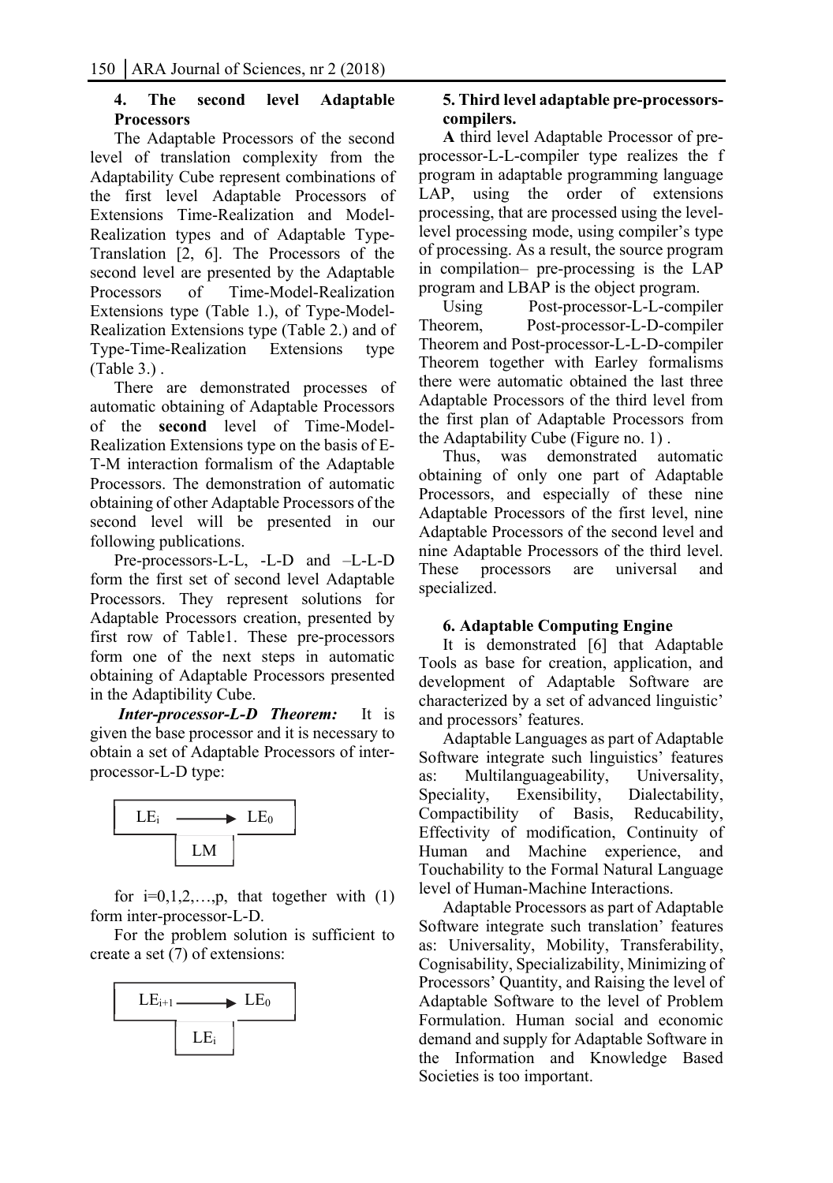## 4. The second level Adaptable Processors

The Adaptable Processors of the second level of translation complexity from the Adaptability Cube represent combinations of the first level Adaptable Processors of Extensions Time-Realization and Model-Realization types and of Adaptable Type-Translation [2, 6]. The Processors of the second level are presented by the Adaptable Processors of Time-Model-Realization Extensions type (Table 1.), of Type-Model-Realization Extensions type (Table 2.) and of Type-Time-Realization Extensions type (Table 3.) .

There are demonstrated processes of automatic obtaining of Adaptable Processors of the **second** level of Time-Model-Realization Extensions type on the basis of E-T-M interaction formalism of the Adaptable Processors. The demonstration of automatic obtaining of other Adaptable Processors of the second level will be presented in our following publications.

Pre-processors-L-L, -L-D and –L-L-D form the first set of second level Adaptable Processors. They represent solutions for Adaptable Processors creation, presented by first row of Table1. These pre-processors form one of the next steps in automatic obtaining of Adaptable Processors presented in the Adaptibility Cube.

***Inter-processor-L-D Theorem:*** It is given the base processor and it is necessary to obtain a set of Adaptable Processors of inter-processor-L-D type:

$$\begin{array}{|ccc|}\hline LE_i & \longrightarrow & LE_0 \\ \hline & LM & \\ \hline \end{array}$$

for i=0,1,2,…,p, that together with (1) form inter-processor-L-D.

For the problem solution is sufficient to create a set (7) of extensions:

$$\begin{array}{|ccc|}\hline LE_{i+1} & \longrightarrow & LE_0 \\ \hline & LE_i & \\ \hline \end{array}$$

## 5. Third level adaptable pre-processors-compilers.

**A** third level Adaptable Processor of pre-processor-L-L-compiler type realizes the f program in adaptable programming language LAP, using the order of extensions processing, that are processed using the level-level processing mode, using compiler's type of processing. As a result, the source program in compilation– pre-processing is the LAP program and LBAP is the object program.

Using Post-processor-L-L-compiler Theorem, Post-processor-L-D-compiler Theorem and Post-processor-L-L-D-compiler Theorem together with Earley formalisms there were automatic obtained the last three Adaptable Processors of the third level from the first plan of Adaptable Processors from the Adaptability Cube (Figure no. 1) .

Thus, was demonstrated automatic obtaining of only one part of Adaptable Processors, and especially of these nine Adaptable Processors of the first level, nine Adaptable Processors of the second level and nine Adaptable Processors of the third level. These processors are universal and specialized.

## 6. Adaptable Computing Engine

It is demonstrated [6] that Adaptable Tools as base for creation, application, and development of Adaptable Software are characterized by a set of advanced linguistic' and processors' features.

Adaptable Languages as part of Adaptable Software integrate such linguistics' features as: Multilanguageability, Universality, Speciality, Exensibility, Dialectability, Compactibility of Basis, Reducability, Effectivity of modification, Continuity of Human and Machine experience, and Touchability to the Formal Natural Language level of Human-Machine Interactions.

Adaptable Processors as part of Adaptable Software integrate such translation' features as: Universality, Mobility, Transferability, Cognisability, Specializability, Minimizing of Processors' Quantity, and Raising the level of Adaptable Software to the level of Problem Formulation. Human social and economic demand and supply for Adaptable Software in the Information and Knowledge Based Societies is too important.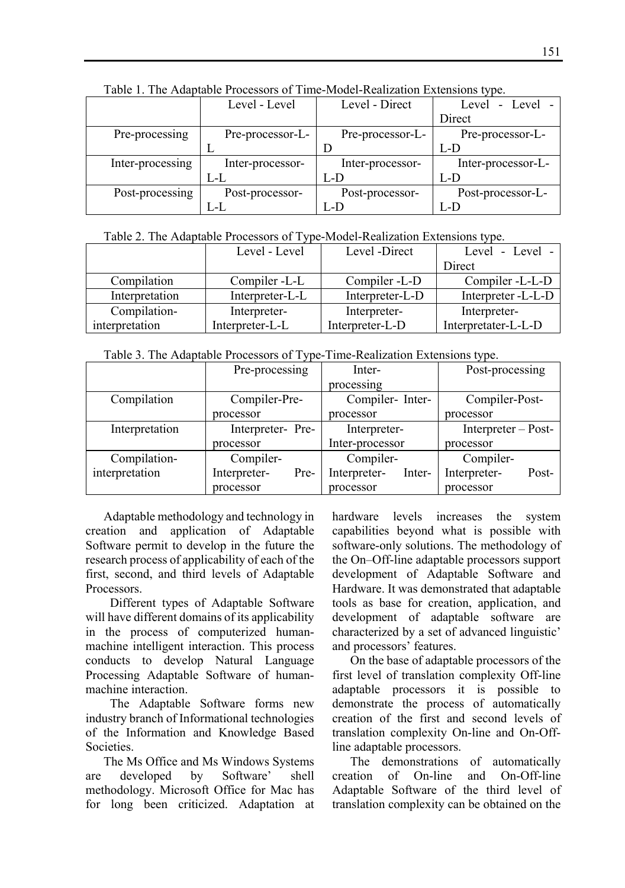Table 1. The Adaptable Processors of Time-Model-Realization Extensions type.

| | Level - Level | Level - Direct | Level - Level - Direct |
|---|---|---|---|
| Pre-processing | Pre-processor-L-L | Pre-processor-L-D | Pre-processor-L-L-D |
| Inter-processing | Inter-processor-L-L | Inter-processor-L-D | Inter-processor-L-L-D |
| Post-processing | Post-processor-L-L | Post-processor-L-D | Post-processor-L-L-D |

Table 2. The Adaptable Processors of Type-Model-Realization Extensions type.

| | Level - Level | Level -Direct | Level - Level - Direct |
|---|---|---|---|
| Compilation | Compiler -L-L | Compiler -L-D | Compiler -L-L-D |
| Interpretation | Interpreter-L-L | Interpreter-L-D | Interpreter -L-L-D |
| Compilation-interpretation | Interpreter-Interpreter-L-L | Interpreter-Interpreter-L-D | Interpreter-Interpretater-L-L-D |

Table 3. The Adaptable Processors of Type-Time-Realization Extensions type.

| | Pre-processing | Inter-processing | Post-processing |
|---|---|---|---|
| Compilation | Compiler-Pre-processor | Compiler- Inter-processor | Compiler-Post-processor |
| Interpretation | Interpreter- Pre-processor | Interpreter-Inter-processor | Interpreter – Post-processor |
| Compilation-interpretation | Compiler-Interpreter- Pre-processor | Compiler-Interpreter- Inter-processor | Compiler-Interpreter- Post-processor |

Adaptable methodology and technology in creation and application of Adaptable Software permit to develop in the future the research process of applicability of each of the first, second, and third levels of Adaptable Processors.

Different types of Adaptable Software will have different domains of its applicability in the process of computerized human-machine intelligent interaction. This process conducts to develop Natural Language Processing Adaptable Software of human-machine interaction.

The Adaptable Software forms new industry branch of Informational technologies of the Information and Knowledge Based Societies.

The Ms Office and Ms Windows Systems are developed by Software' shell methodology. Microsoft Office for Mac has for long been criticized. Adaptation at hardware levels increases the system capabilities beyond what is possible with software-only solutions. The methodology of the On–Off-line adaptable processors support development of Adaptable Software and Hardware. It was demonstrated that adaptable tools as base for creation, application, and development of adaptable software are characterized by a set of advanced linguistic' and processors' features.

On the base of adaptable processors of the first level of translation complexity Off-line adaptable processors it is possible to demonstrate the process of automatically creation of the first and second levels of translation complexity On-line and On-Off-line adaptable processors.

The demonstrations of automatically creation of On-line and On-Off-line Adaptable Software of the third level of translation complexity can be obtained on the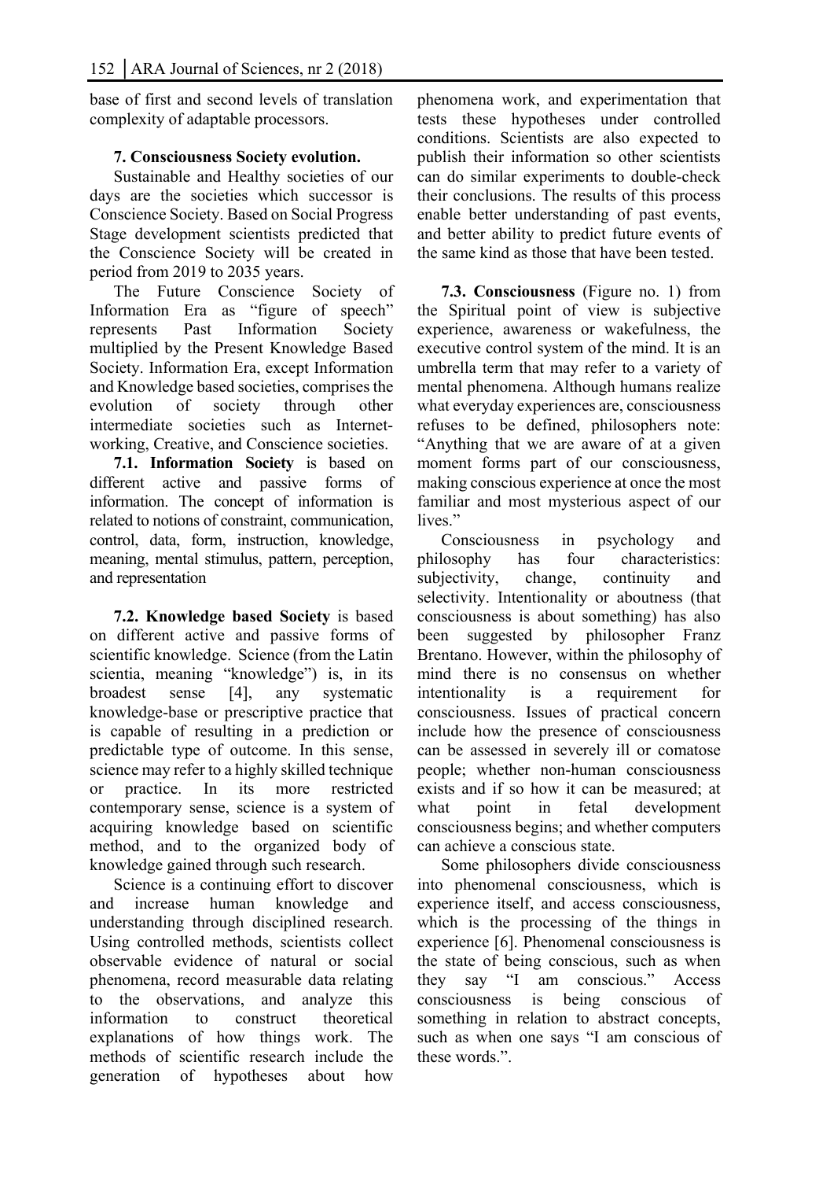base of first and second levels of translation complexity of adaptable processors.

**7. Consciousness Society evolution.**

Sustainable and Healthy societies of our days are the societies which successor is Conscience Society. Based on Social Progress Stage development scientists predicted that the Conscience Society will be created in period from 2019 to 2035 years.

The Future Conscience Society of Information Era as "figure of speech" represents Past Information Society multiplied by the Present Knowledge Based Society. Information Era, except Information and Knowledge based societies, comprises the evolution of society through other intermediate societies such as Internet-working, Creative, and Conscience societies.

**7.1. Information Society** is based on different active and passive forms of information. The concept of information is related to notions of constraint, communication, control, data, form, instruction, knowledge, meaning, mental stimulus, pattern, perception, and representation

**7.2. Knowledge based Society** is based on different active and passive forms of scientific knowledge. Science (from the Latin scientia, meaning "knowledge") is, in its broadest sense [4], any systematic knowledge-base or prescriptive practice that is capable of resulting in a prediction or predictable type of outcome. In this sense, science may refer to a highly skilled technique or practice. In its more restricted contemporary sense, science is a system of acquiring knowledge based on scientific method, and to the organized body of knowledge gained through such research.

Science is a continuing effort to discover and increase human knowledge and understanding through disciplined research. Using controlled methods, scientists collect observable evidence of natural or social phenomena, record measurable data relating to the observations, and analyze this information to construct theoretical explanations of how things work. The methods of scientific research include the generation of hypotheses about how phenomena work, and experimentation that tests these hypotheses under controlled conditions. Scientists are also expected to publish their information so other scientists can do similar experiments to double-check their conclusions. The results of this process enable better understanding of past events, and better ability to predict future events of the same kind as those that have been tested.

**7.3. Consciousness** (Figure no. 1) from the Spiritual point of view is subjective experience, awareness or wakefulness, the executive control system of the mind. It is an umbrella term that may refer to a variety of mental phenomena. Although humans realize what everyday experiences are, consciousness refuses to be defined, philosophers note: "Anything that we are aware of at a given moment forms part of our consciousness, making conscious experience at once the most familiar and most mysterious aspect of our lives."

Consciousness in psychology and philosophy has four characteristics: subjectivity, change, continuity and selectivity. Intentionality or aboutness (that consciousness is about something) has also been suggested by philosopher Franz Brentano. However, within the philosophy of mind there is no consensus on whether intentionality is a requirement for consciousness. Issues of practical concern include how the presence of consciousness can be assessed in severely ill or comatose people; whether non-human consciousness exists and if so how it can be measured; at what point in fetal development consciousness begins; and whether computers can achieve a conscious state.

Some philosophers divide consciousness into phenomenal consciousness, which is experience itself, and access consciousness, which is the processing of the things in experience [6]. Phenomenal consciousness is the state of being conscious, such as when they say "I am conscious." Access consciousness is being conscious of something in relation to abstract concepts, such as when one says "I am conscious of these words.".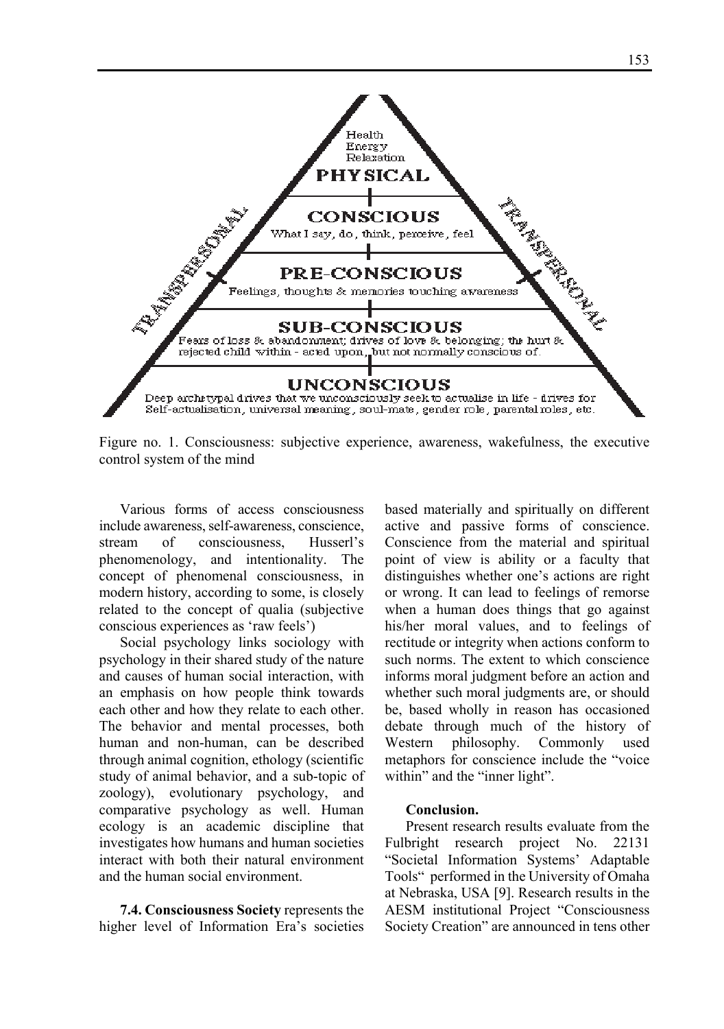Figure no. 1. Consciousness: subjective experience, awareness, wakefulness, the executive control system of the mind

Various forms of access consciousness include awareness, self-awareness, conscience, stream of consciousness, Husserl's phenomenology, and intentionality. The concept of phenomenal consciousness, in modern history, according to some, is closely related to the concept of qualia (subjective conscious experiences as 'raw feels')

Social psychology links sociology with psychology in their shared study of the nature and causes of human social interaction, with an emphasis on how people think towards each other and how they relate to each other. The behavior and mental processes, both human and non-human, can be described through animal cognition, ethology (scientific study of animal behavior, and a sub-topic of zoology), evolutionary psychology, and comparative psychology as well. Human ecology is an academic discipline that investigates how humans and human societies interact with both their natural environment and the human social environment.

**7.4. Consciousness Society** represents the higher level of Information Era's societies based materially and spiritually on different active and passive forms of conscience. Conscience from the material and spiritual point of view is ability or a faculty that distinguishes whether one's actions are right or wrong. It can lead to feelings of remorse when a human does things that go against his/her moral values, and to feelings of rectitude or integrity when actions conform to such norms. The extent to which conscience informs moral judgment before an action and whether such moral judgments are, or should be, based wholly in reason has occasioned debate through much of the history of Western philosophy. Commonly used metaphors for conscience include the "voice within" and the "inner light".

**Conclusion.**

Present research results evaluate from the Fulbright research project No. 22131 "Societal Information Systems' Adaptable Tools" performed in the University of Omaha at Nebraska, USA [9]. Research results in the AESM institutional Project "Consciousness Society Creation" are announced in tens other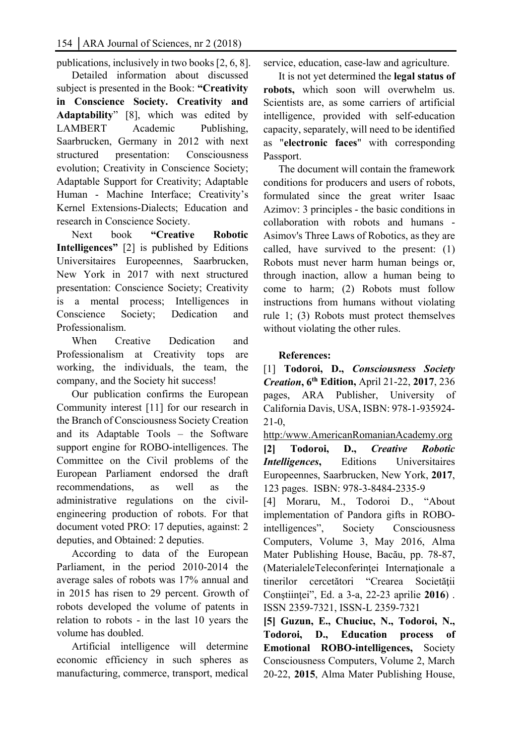publications, inclusively in two books [2, 6, 8].

Detailed information about discussed subject is presented in the Book: **"Creativity in Conscience Society. Creativity and Adaptability**" [8], which was edited by LAMBERT Academic Publishing, Saarbrucken, Germany in 2012 with next structured presentation: Consciousness evolution; Creativity in Conscience Society; Adaptable Support for Creativity; Adaptable Human - Machine Interface; Creativity's Kernel Extensions-Dialects; Education and research in Conscience Society.

Next book **"Creative Robotic Intelligences"** [2] is published by Editions Universitaires Europeennes, Saarbrucken, New York in 2017 with next structured presentation: Conscience Society; Creativity is a mental process; Intelligences in Conscience Society; Dedication and Professionalism.

When Creative Dedication and Professionalism at Creativity tops are working, the individuals, the team, the company, and the Society hit success!

Our publication confirms the European Community interest [11] for our research in the Branch of Consciousness Society Creation and its Adaptable Tools – the Software support engine for ROBO-intelligences. The Committee on the Civil problems of the European Parliament endorsed the draft recommendations, as well as the administrative regulations on the civil-engineering production of robots. For that document voted PRO: 17 deputies, against: 2 deputies, and Obtained: 2 deputies.

According to data of the European Parliament, in the period 2010-2014 the average sales of robots was 17% annual and in 2015 has risen to 29 percent. Growth of robots developed the volume of patents in relation to robots - in the last 10 years the volume has doubled.

Artificial intelligence will determine economic efficiency in such spheres as manufacturing, commerce, transport, medical service, education, case-law and agriculture.

It is not yet determined the **legal status of robots,** which soon will overwhelm us. Scientists are, as some carriers of artificial intelligence, provided with self-education capacity, separately, will need to be identified as "**electronic faces**" with corresponding Passport.

The document will contain the framework conditions for producers and users of robots, formulated since the great writer Isaac Azimov: 3 principles - the basic conditions in collaboration with robots and humans - Asimov's Three Laws of Robotics, as they are called, have survived to the present: (1) Robots must never harm human beings or, through inaction, allow a human being to come to harm; (2) Robots must follow instructions from humans without violating rule 1; (3) Robots must protect themselves without violating the other rules.

**References:**

[1] **Todoroi, D.,** ***Consciousness Society Creation*****, 6th Edition,** April 21-22, **2017**, 236 pages, ARA Publisher, University of California Davis, USA, ISBN: 978-1-935924-21-0, http:/www.AmericanRomanianAcademy.org

**[2] Todoroi, D.,** ***Creative Robotic Intelligences*****,** Editions Universitaires Europeennes, Saarbrucken, New York, **2017**, 123 pages. ISBN: 978-3-8484-2335-9

[4] Moraru, M., Todoroi D., "About implementation of Pandora gifts in ROBO-intelligences", Society Consciousness Computers, Volume 3, May 2016, Alma Mater Publishing House, Bacău, pp. 78-87, (MaterialeleTeleconferinței Internaționale a tinerilor cercetători "Crearea Societății Conştiinței", Ed. a 3-a, 22-23 aprilie **2016**) . ISSN 2359-7321, ISSN-L 2359-7321

**[5] Guzun, E., Chuciuc, N., Todoroi, N., Todoroi, D., Education process of Emotional ROBO-intelligences,** Society Consciousness Computers, Volume 2, March 20-22, **2015**, Alma Mater Publishing House,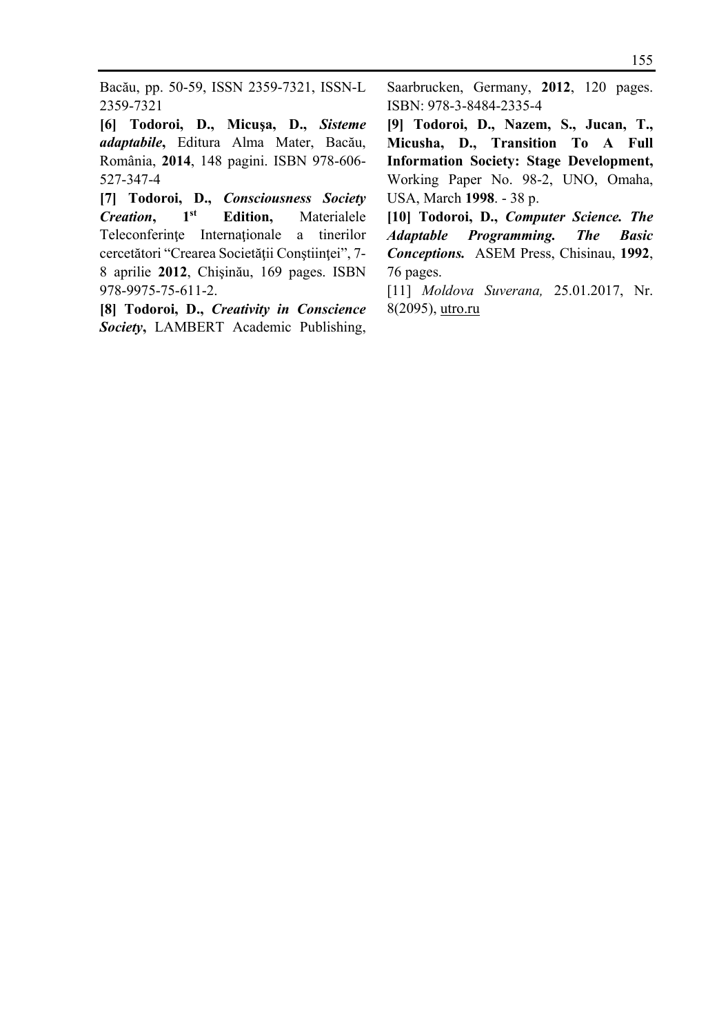Bacău, pp. 50-59, ISSN 2359-7321, ISSN-L 2359-7321

**[6] Todoroi, D., Micuşa, D.,** ***Sisteme adaptabile*****,** Editura Alma Mater, Bacău, România, **2014**, 148 pagini. ISBN 978-606-527-347-4

**[7] Todoroi, D.,** ***Consciousness Society Creation*****, 1st Edition,** Materialele Teleconferinţe Internaţionale a tinerilor cercetători "Crearea Societăţii Conştiinţei", 7-8 aprilie **2012**, Chişinău, 169 pages. ISBN 978-9975-75-611-2.

**[8] Todoroi, D.,** ***Creativity in Conscience Society*****,** LAMBERT Academic Publishing, Saarbrucken, Germany, **2012**, 120 pages. ISBN: 978-3-8484-2335-4

**[9] Todoroi, D., Nazem, S., Jucan, T., Micusha, D., Transition To A Full Information Society: Stage Development,** Working Paper No. 98-2, UNO, Omaha, USA, March **1998**. - 38 p.

**[10] Todoroi, D.,** ***Computer Science. The Adaptable Programming. The Basic Conceptions.*** ASEM Press, Chisinau, **1992**, 76 pages.

[11] *Moldova Suverana,* 25.01.2017, Nr. 8(2095), utro.ru